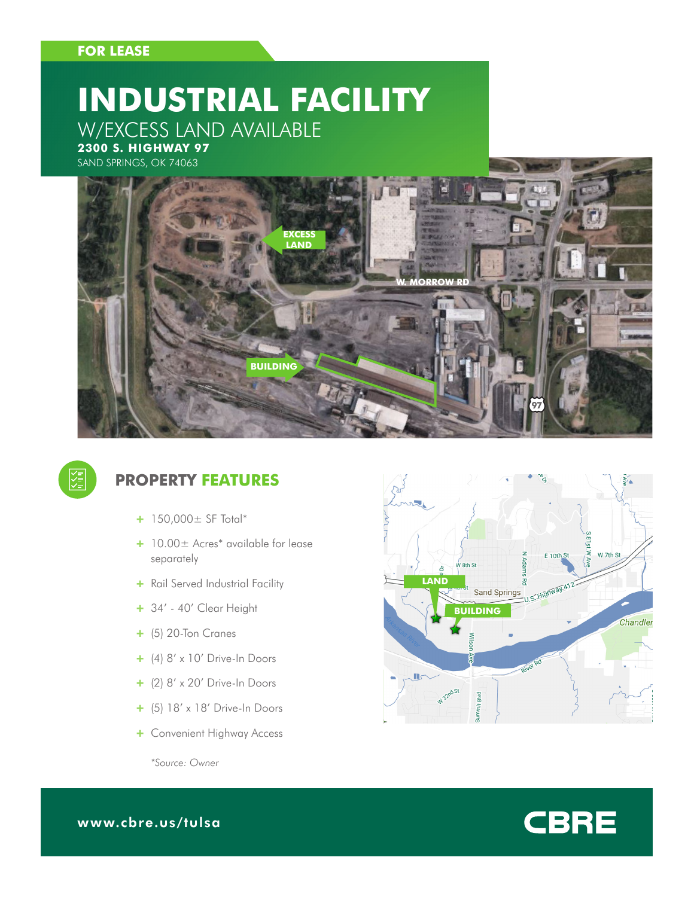FOR LEASE

# INDUSTRIAL FACILITY

## W/EXCESS LAND AVAILABLE

**2300 S. HIGHWAY 97**

SAND SPRINGS, OK 74063

## PROPERTY FEATURES

- 150,000± SF Total*
- 10.00± Acres* available for lease separately
- Rail Served Industrial Facility
- 34' - 40' Clear Height
- (5) 20-Ton Cranes
- (4) 8' x 10' Drive-In Doors
- (2) 8' x 20' Drive-In Doors
- (5) 18' x 18' Drive-In Doors
- Convenient Highway Access

*Source: Owner*

www.cbre.us/tulsa

CBRE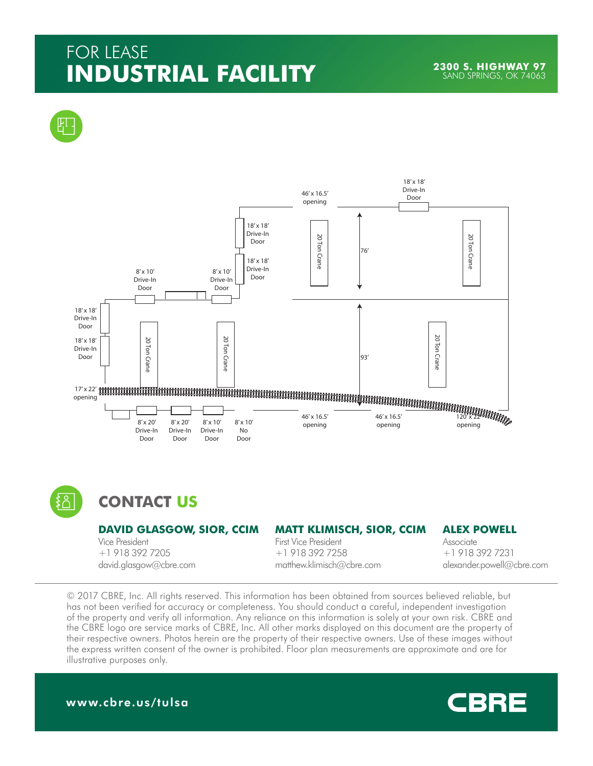# FOR LEASE
# INDUSTRIAL FACILITY

**2300 S. HIGHWAY 97**
SAND SPRINGS, OK 74063

46' x 16.5' opening

18' x 18' Drive-In Door

18' x 18' Drive-In Door

18' x 18' Drive-In Door

20 Ton Crane

76'

20 Ton Crane

8' x 10' Drive-In Door

8' x 10' Drive-In Door

18' x 18' Drive-In Door

18' x 18' Drive-In Door

20 Ton Crane

20 Ton Crane

93'

20 Ton Crane

17' x 22' opening

8' x 20' Drive-In Door

8' x 20' Drive-In Door

8' x 10' Drive-In Door

8' x 10' No Door

46' x 16.5' opening

46' x 16.5' opening

120' x 22' opening

## CONTACT US

**DAVID GLASGOW, SIOR, CCIM**
Vice President
+1 918 392 7205
david.glasgow@cbre.com

**MATT KLIMISCH, SIOR, CCIM**
First Vice President
+1 918 392 7258
matthew.klimisch@cbre.com

**ALEX POWELL**
Associate
+1 918 392 7231
alexander.powell@cbre.com

© 2017 CBRE, Inc. All rights reserved. This information has been obtained from sources believed reliable, but has not been verified for accuracy or completeness. You should conduct a careful, independent investigation of the property and verify all information. Any reliance on this information is solely at your own risk. CBRE and the CBRE logo are service marks of CBRE, Inc. All other marks displayed on this document are the property of their respective owners. Photos herein are the property of their respective owners. Use of these images without the express written consent of the owner is prohibited. Floor plan measurements are approximate and are for illustrative purposes only.

www.cbre.us/tulsa

CBRE